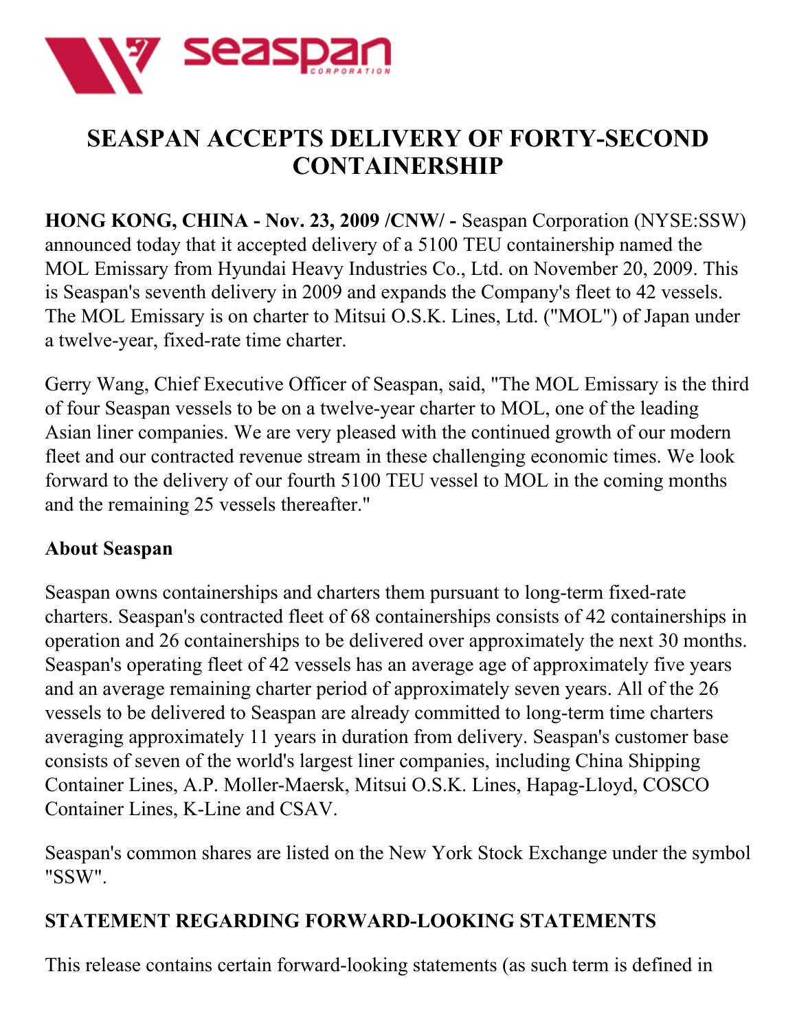# SEASPAN ACCEPTS DELIVERY OF FORTY-SECOND CONTAINERSHIP

**HONG KONG, CHINA - Nov. 23, 2009 /CNW/ -** Seaspan Corporation (NYSE:SSW) announced today that it accepted delivery of a 5100 TEU containership named the MOL Emissary from Hyundai Heavy Industries Co., Ltd. on November 20, 2009. This is Seaspan's seventh delivery in 2009 and expands the Company's fleet to 42 vessels. The MOL Emissary is on charter to Mitsui O.S.K. Lines, Ltd. ("MOL") of Japan under a twelve-year, fixed-rate time charter.

Gerry Wang, Chief Executive Officer of Seaspan, said, "The MOL Emissary is the third of four Seaspan vessels to be on a twelve-year charter to MOL, one of the leading Asian liner companies. We are very pleased with the continued growth of our modern fleet and our contracted revenue stream in these challenging economic times. We look forward to the delivery of our fourth 5100 TEU vessel to MOL in the coming months and the remaining 25 vessels thereafter."

## About Seaspan

Seaspan owns containerships and charters them pursuant to long-term fixed-rate charters. Seaspan's contracted fleet of 68 containerships consists of 42 containerships in operation and 26 containerships to be delivered over approximately the next 30 months. Seaspan's operating fleet of 42 vessels has an average age of approximately five years and an average remaining charter period of approximately seven years. All of the 26 vessels to be delivered to Seaspan are already committed to long-term time charters averaging approximately 11 years in duration from delivery. Seaspan's customer base consists of seven of the world's largest liner companies, including China Shipping Container Lines, A.P. Moller-Maersk, Mitsui O.S.K. Lines, Hapag-Lloyd, COSCO Container Lines, K-Line and CSAV.

Seaspan's common shares are listed on the New York Stock Exchange under the symbol "SSW".

## STATEMENT REGARDING FORWARD-LOOKING STATEMENTS

This release contains certain forward-looking statements (as such term is defined in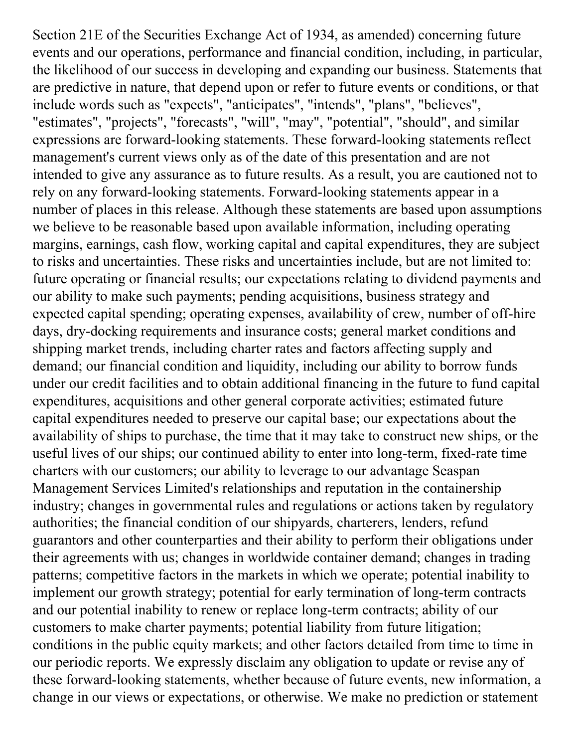Section 21E of the Securities Exchange Act of 1934, as amended) concerning future events and our operations, performance and financial condition, including, in particular, the likelihood of our success in developing and expanding our business. Statements that are predictive in nature, that depend upon or refer to future events or conditions, or that include words such as "expects", "anticipates", "intends", "plans", "believes", "estimates", "projects", "forecasts", "will", "may", "potential", "should", and similar expressions are forward-looking statements. These forward-looking statements reflect management's current views only as of the date of this presentation and are not intended to give any assurance as to future results. As a result, you are cautioned not to rely on any forward-looking statements. Forward-looking statements appear in a number of places in this release. Although these statements are based upon assumptions we believe to be reasonable based upon available information, including operating margins, earnings, cash flow, working capital and capital expenditures, they are subject to risks and uncertainties. These risks and uncertainties include, but are not limited to: future operating or financial results; our expectations relating to dividend payments and our ability to make such payments; pending acquisitions, business strategy and expected capital spending; operating expenses, availability of crew, number of off-hire days, dry-docking requirements and insurance costs; general market conditions and shipping market trends, including charter rates and factors affecting supply and demand; our financial condition and liquidity, including our ability to borrow funds under our credit facilities and to obtain additional financing in the future to fund capital expenditures, acquisitions and other general corporate activities; estimated future capital expenditures needed to preserve our capital base; our expectations about the availability of ships to purchase, the time that it may take to construct new ships, or the useful lives of our ships; our continued ability to enter into long-term, fixed-rate time charters with our customers; our ability to leverage to our advantage Seaspan Management Services Limited's relationships and reputation in the containership industry; changes in governmental rules and regulations or actions taken by regulatory authorities; the financial condition of our shipyards, charterers, lenders, refund guarantors and other counterparties and their ability to perform their obligations under their agreements with us; changes in worldwide container demand; changes in trading patterns; competitive factors in the markets in which we operate; potential inability to implement our growth strategy; potential for early termination of long-term contracts and our potential inability to renew or replace long-term contracts; ability of our customers to make charter payments; potential liability from future litigation; conditions in the public equity markets; and other factors detailed from time to time in our periodic reports. We expressly disclaim any obligation to update or revise any of these forward-looking statements, whether because of future events, new information, a change in our views or expectations, or otherwise. We make no prediction or statement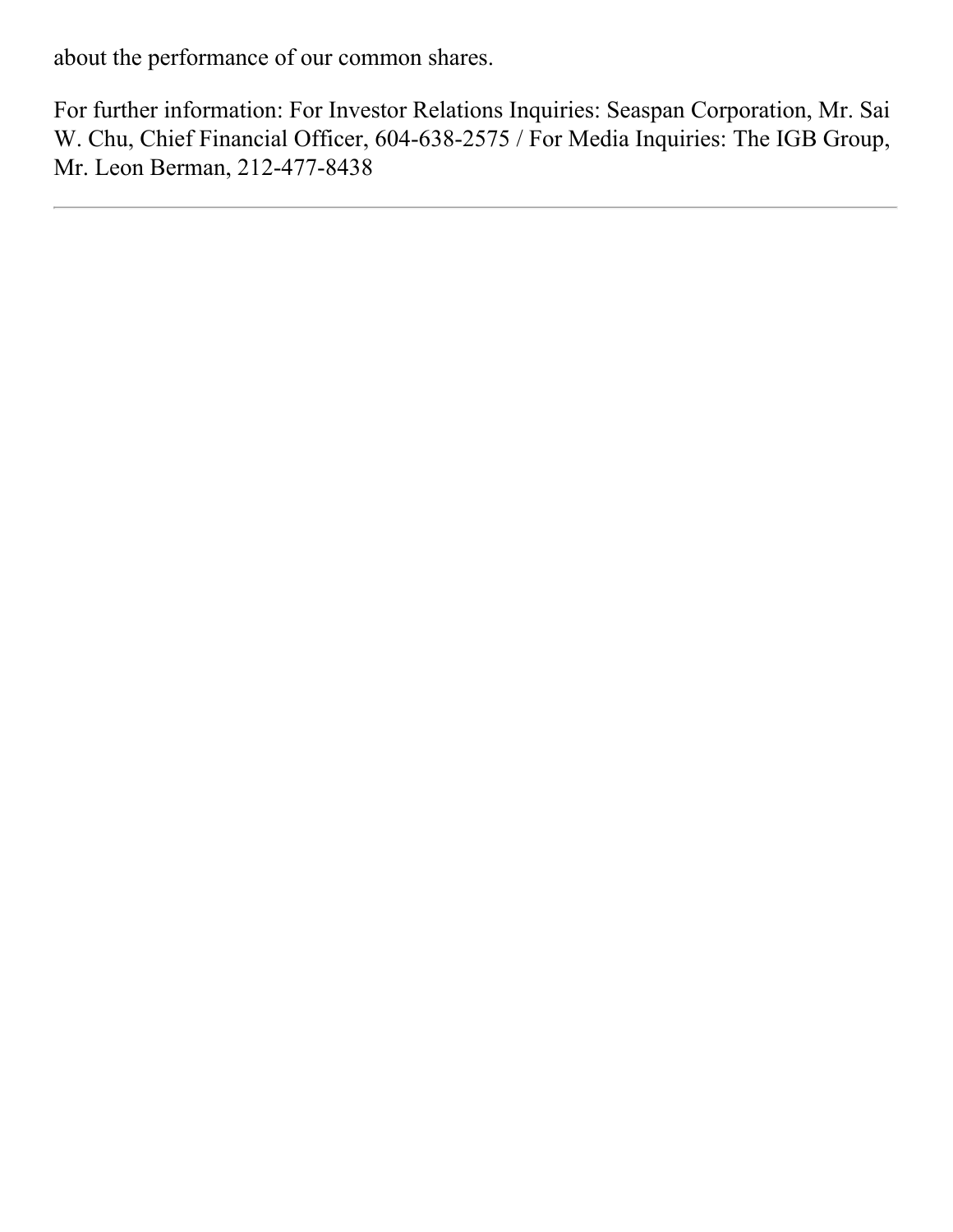about the performance of our common shares.

For further information: For Investor Relations Inquiries: Seaspan Corporation, Mr. Sai W. Chu, Chief Financial Officer, 604-638-2575 / For Media Inquiries: The IGB Group, Mr. Leon Berman, 212-477-8438

---